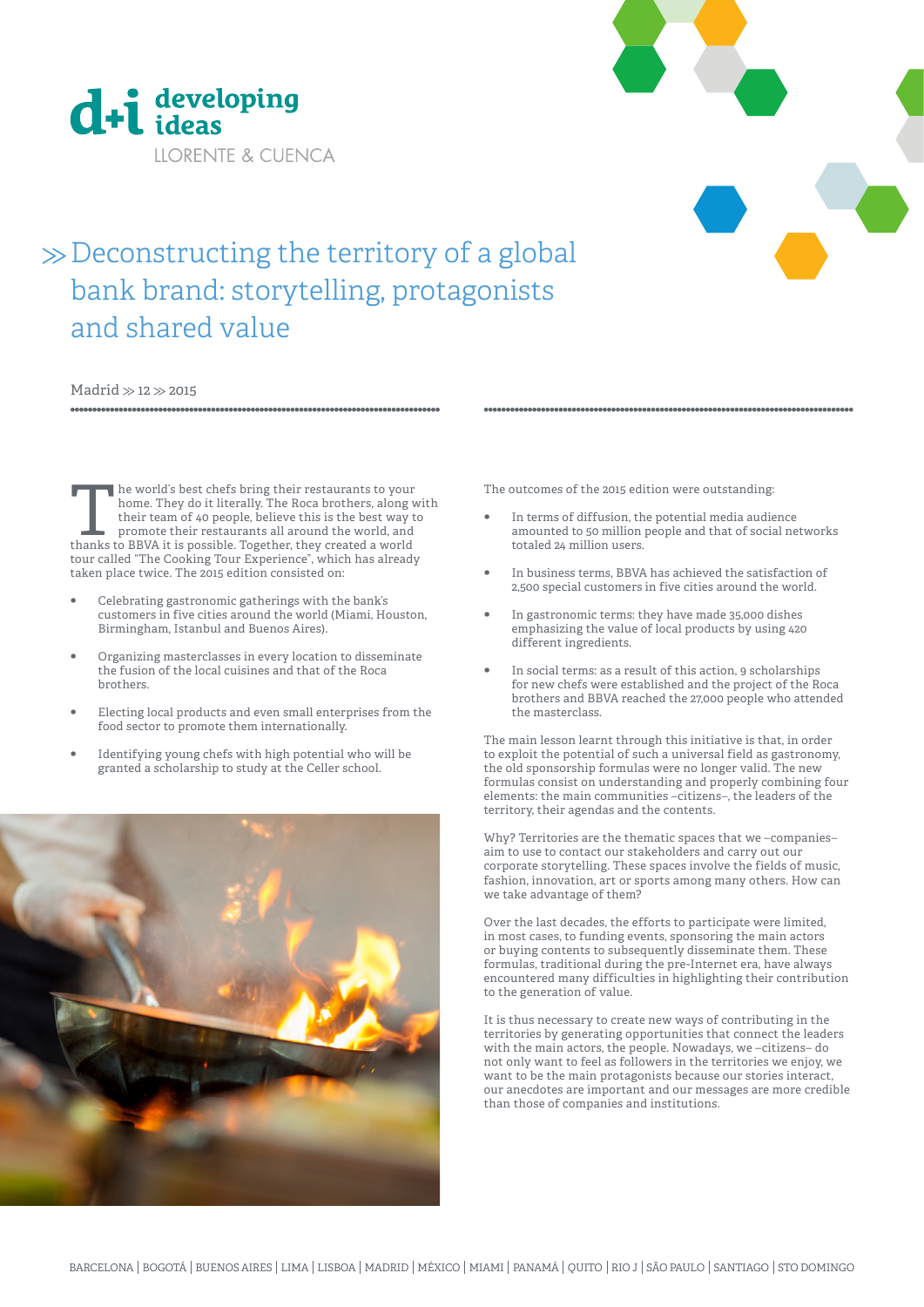d+i developing ideas

LLORENTE & CUENCA

# ≫ Deconstructing the territory of a global bank brand: storytelling, protagonists and shared value

Madrid ≫ 12 ≫ 2015

The world's best chefs bring their restaurants to your home. They do it literally. The Roca brothers, along with their team of 40 people, believe this is the best way to promote their restaurants all around the world, and thanks to BBVA it is possible. Together, they created a world tour called "The Cooking Tour Experience", which has already taken place twice. The 2015 edition consisted on:

- Celebrating gastronomic gatherings with the bank's customers in five cities around the world (Miami, Houston, Birmingham, Istanbul and Buenos Aires).
- Organizing masterclasses in every location to disseminate the fusion of the local cuisines and that of the Roca brothers.
- Electing local products and even small enterprises from the food sector to promote them internationally.
- Identifying young chefs with high potential who will be granted a scholarship to study at the Celler school.

The outcomes of the 2015 edition were outstanding:

- In terms of diffusion, the potential media audience amounted to 50 million people and that of social networks totaled 24 million users.
- In business terms, BBVA has achieved the satisfaction of 2,500 special customers in five cities around the world.
- In gastronomic terms: they have made 35,000 dishes emphasizing the value of local products by using 420 different ingredients.
- In social terms: as a result of this action, 9 scholarships for new chefs were established and the project of the Roca brothers and BBVA reached the 27,000 people who attended the masterclass.

The main lesson learnt through this initiative is that, in order to exploit the potential of such a universal field as gastronomy, the old sponsorship formulas were no longer valid. The new formulas consist on understanding and properly combining four elements: the main communities –citizens–, the leaders of the territory, their agendas and the contents.

Why? Territories are the thematic spaces that we –companies– aim to use to contact our stakeholders and carry out our corporate storytelling. These spaces involve the fields of music, fashion, innovation, art or sports among many others. How can we take advantage of them?

Over the last decades, the efforts to participate were limited, in most cases, to funding events, sponsoring the main actors or buying contents to subsequently disseminate them. These formulas, traditional during the pre-Internet era, have always encountered many difficulties in highlighting their contribution to the generation of value.

It is thus necessary to create new ways of contributing in the territories by generating opportunities that connect the leaders with the main actors, the people. Nowadays, we –citizens– do not only want to feel as followers in the territories we enjoy, we want to be the main protagonists because our stories interact, our anecdotes are important and our messages are more credible than those of companies and institutions.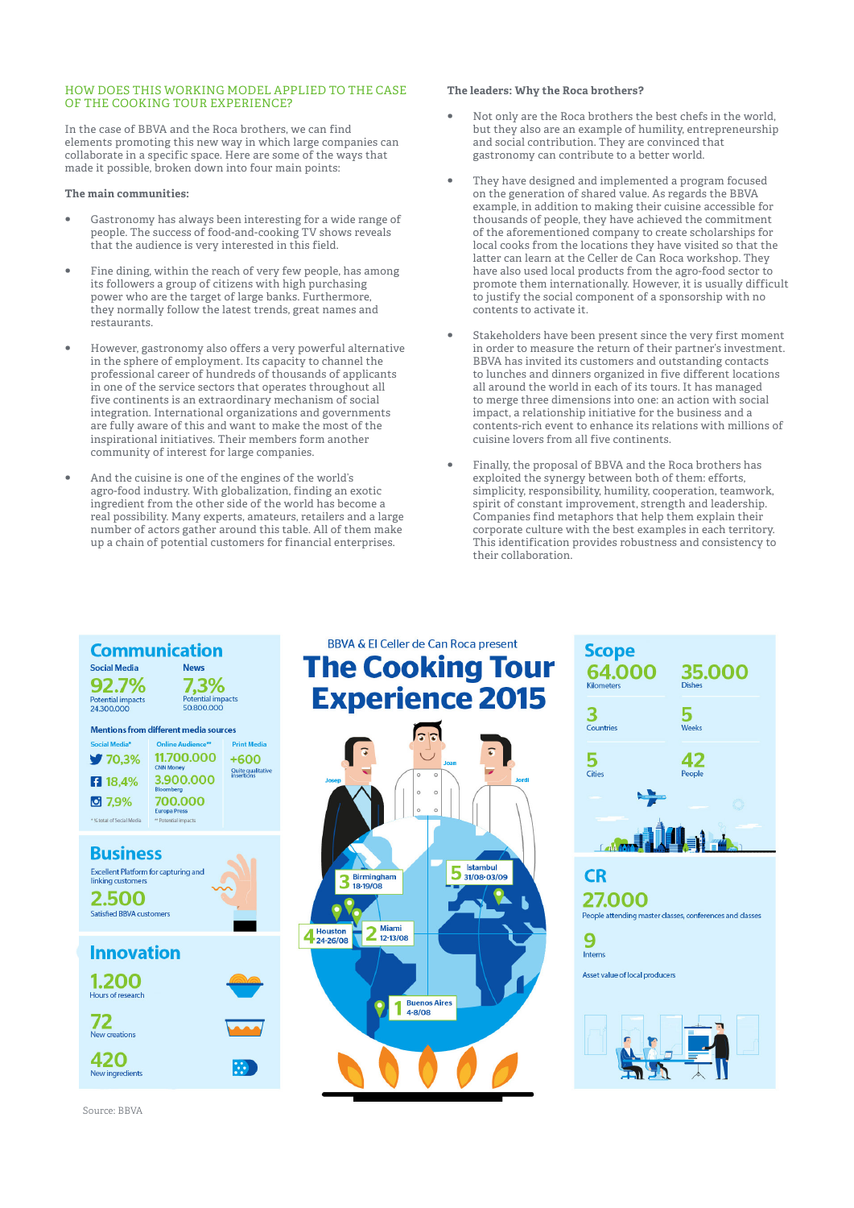## HOW DOES THIS WORKING MODEL APPLIED TO THE CASE OF THE COOKING TOUR EXPERIENCE?

In the case of BBVA and the Roca brothers, we can find elements promoting this new way in which large companies can collaborate in a specific space. Here are some of the ways that made it possible, broken down into four main points:

**The main communities:**

- Gastronomy has always been interesting for a wide range of people. The success of food-and-cooking TV shows reveals that the audience is very interested in this field.
- Fine dining, within the reach of very few people, has among its followers a group of citizens with high purchasing power who are the target of large banks. Furthermore, they normally follow the latest trends, great names and restaurants.
- However, gastronomy also offers a very powerful alternative in the sphere of employment. Its capacity to channel the professional career of hundreds of thousands of applicants in one of the service sectors that operates throughout all five continents is an extraordinary mechanism of social integration. International organizations and governments are fully aware of this and want to make the most of the inspirational initiatives. Their members form another community of interest for large companies.
- And the cuisine is one of the engines of the world's agro-food industry. With globalization, finding an exotic ingredient from the other side of the world has become a real possibility. Many experts, amateurs, retailers and a large number of actors gather around this table. All of them make up a chain of potential customers for financial enterprises.

**The leaders: Why the Roca brothers?**

- Not only are the Roca brothers the best chefs in the world, but they also are an example of humility, entrepreneurship and social contribution. They are convinced that gastronomy can contribute to a better world.
- They have designed and implemented a program focused on the generation of shared value. As regards the BBVA example, in addition to making their cuisine accessible for thousands of people, they have achieved the commitment of the aforementioned company to create scholarships for local cooks from the locations they have visited so that the latter can learn at the Celler de Can Roca workshop. They have also used local products from the agro-food sector to promote them internationally. However, it is usually difficult to justify the social component of a sponsorship with no contents to activate it.
- Stakeholders have been present since the very first moment in order to measure the return of their partner's investment. BBVA has invited its customers and outstanding contacts to lunches and dinners organized in five different locations all around the world in each of its tours. It has managed to merge three dimensions into one: an action with social impact, a relationship initiative for the business and a contents-rich event to enhance its relations with millions of cuisine lovers from all five continents.
- Finally, the proposal of BBVA and the Roca brothers has exploited the synergy between both of them: efforts, simplicity, responsibility, humility, cooperation, teamwork, spirit of constant improvement, strength and leadership. Companies find metaphors that help them explain their corporate culture with the best examples in each territory. This identification provides robustness and consistency to their collaboration.

BBVA & El Celler de Can Roca present

# The Cooking Tour Experience 2015

### Communication

Social Media: 92.7% Potential impacts 24.300.000

News: 7,3% Potential impacts 50.800.000

Mentions from different media sources

| Social Media* | Online Audience** | Print Media |
|---|---|---|
| Twitter 70,3% | 11.700.000 CNN Money | +600 Quite qualitative insertions |
| Facebook 18,4% | 3.900.000 Bloomberg | |
| Instagram 7,9% | 700.000 Europa Press | |

\* % total of Social Media  ** Potential impacts

### Business

Excellent Platform for capturing and linking customers

2.500 Satisfied BBVA customers

### Innovation

1.200 Hours of research

72 New creations

420 New ingredients

Josep · Joan · Jordi

1 Buenos Aires 4-8/08
2 Miami 12-13/08
3 Birmingham 18-19/08
4 Houston 24-26/08
5 Istambul 31/08-03/09

### Scope

64.000 Kilometers

35.000 Dishes

3 Countries

5 Weeks

5 Cities

42 People

### CR

27.000 People attending master classes, conferences and classes

9 Interns

Asset value of local producers

Source: BBVA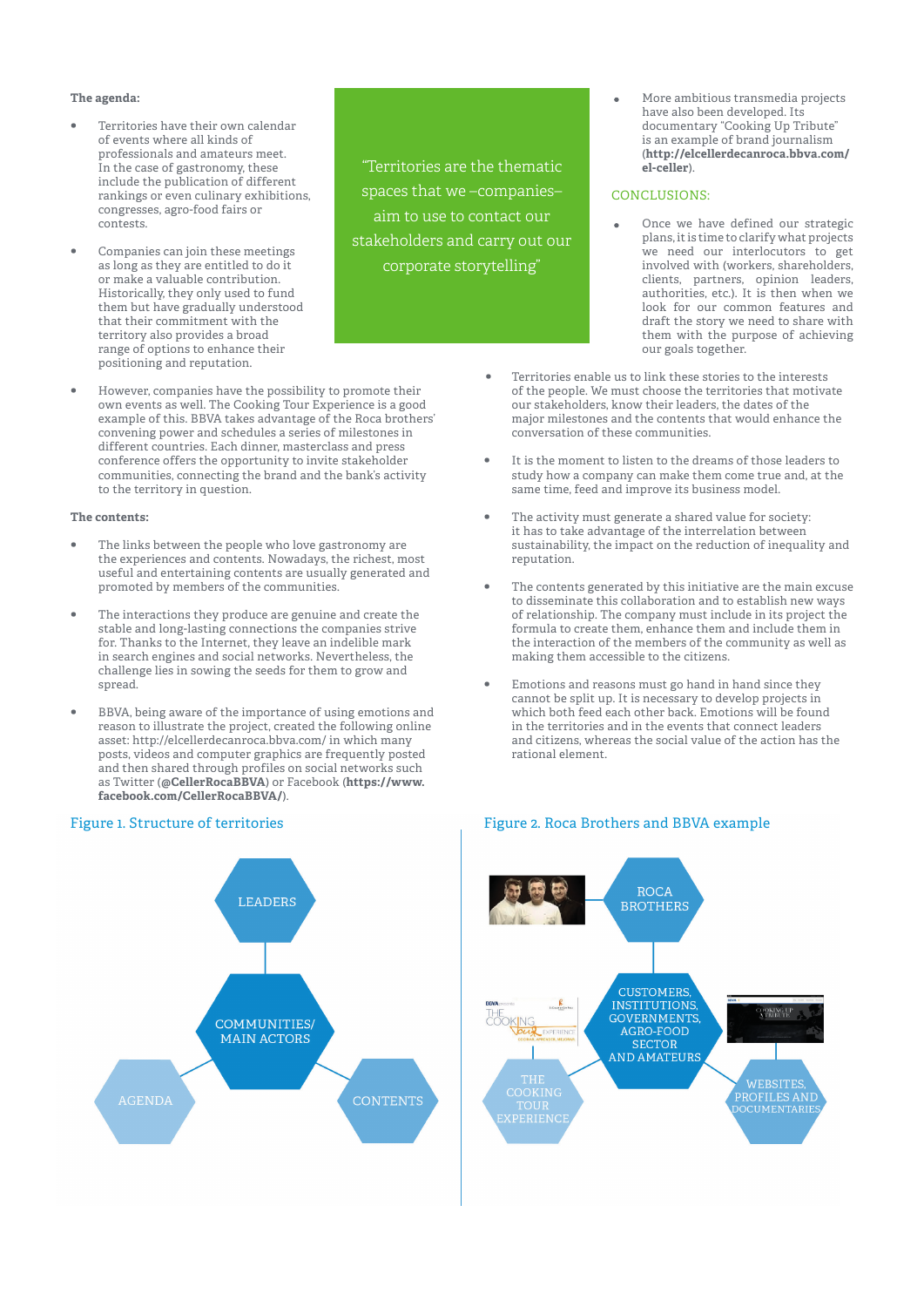**The agenda:**

- Territories have their own calendar of events where all kinds of professionals and amateurs meet. In the case of gastronomy, these include the publication of different rankings or even culinary exhibitions, congresses, agro-food fairs or contests.

- Companies can join these meetings as long as they are entitled to do it or make a valuable contribution. Historically, they only used to fund them but have gradually understood that their commitment with the territory also provides a broad range of options to enhance their positioning and reputation.

- However, companies have the possibility to promote their own events as well. The Cooking Tour Experience is a good example of this. BBVA takes advantage of the Roca brothers' convening power and schedules a series of milestones in different countries. Each dinner, masterclass and press conference offers the opportunity to invite stakeholder communities, connecting the brand and the bank's activity to the territory in question.

**The contents:**

- The links between the people who love gastronomy are the experiences and contents. Nowadays, the richest, most useful and entertaining contents are usually generated and promoted by members of the communities.

- The interactions they produce are genuine and create the stable and long-lasting connections the companies strive for. Thanks to the Internet, they leave an indelible mark in search engines and social networks. Nevertheless, the challenge lies in sowing the seeds for them to grow and spread.

- BBVA, being aware of the importance of using emotions and reason to illustrate the project, created the following online asset: http://elcellerdecanroca.bbva.com/ in which many posts, videos and computer graphics are frequently posted and then shared through profiles on social networks such as Twitter (**@CellerRocaBBVA**) or Facebook (**https://www.facebook.com/CellerRocaBBVA/**).

> "Territories are the thematic spaces that we –companies– aim to use to contact our stakeholders and carry out our corporate storytelling"

- More ambitious transmedia projects have also been developed. Its documentary "Cooking Up Tribute" is an example of brand journalism (**http://elcellerdecanroca.bbva.com/el-celler**).

## CONCLUSIONS:

- Once we have defined our strategic plans, it is time to clarify what projects we need our interlocutors to get involved with (workers, shareholders, clients, partners, opinion leaders, authorities, etc.). It is then when we look for our common features and draft the story we need to share with them with the purpose of achieving our goals together.

- Territories enable us to link these stories to the interests of the people. We must choose the territories that motivate our stakeholders, know their leaders, the dates of the major milestones and the contents that would enhance the conversation of these communities.

- It is the moment to listen to the dreams of those leaders to study how a company can make them come true and, at the same time, feed and improve its business model.

- The activity must generate a shared value for society: it has to take advantage of the interrelation between sustainability, the impact on the reduction of inequality and reputation.

- The contents generated by this initiative are the main excuse to disseminate this collaboration and to establish new ways of relationship. The company must include in its project the formula to create them, enhance them and include them in the interaction of the members of the community as well as making them accessible to the citizens.

- Emotions and reasons must go hand in hand since they cannot be split up. It is necessary to develop projects in which both feed each other back. Emotions will be found in the territories and in the events that connect leaders and citizens, whereas the social value of the action has the rational element.

Figure 1. Structure of territories

LEADERS
COMMUNITIES/ MAIN ACTORS
AGENDA
CONTENTS

Figure 2. Roca Brothers and BBVA example

ROCA BROTHERS
CUSTOMERS, INSTITUTIONS, GOVERNMENTS, AGRO-FOOD SECTOR AND AMATEURS
THE COOKING TOUR EXPERIENCE
WEBSITES, PROFILES AND DOCUMENTARIES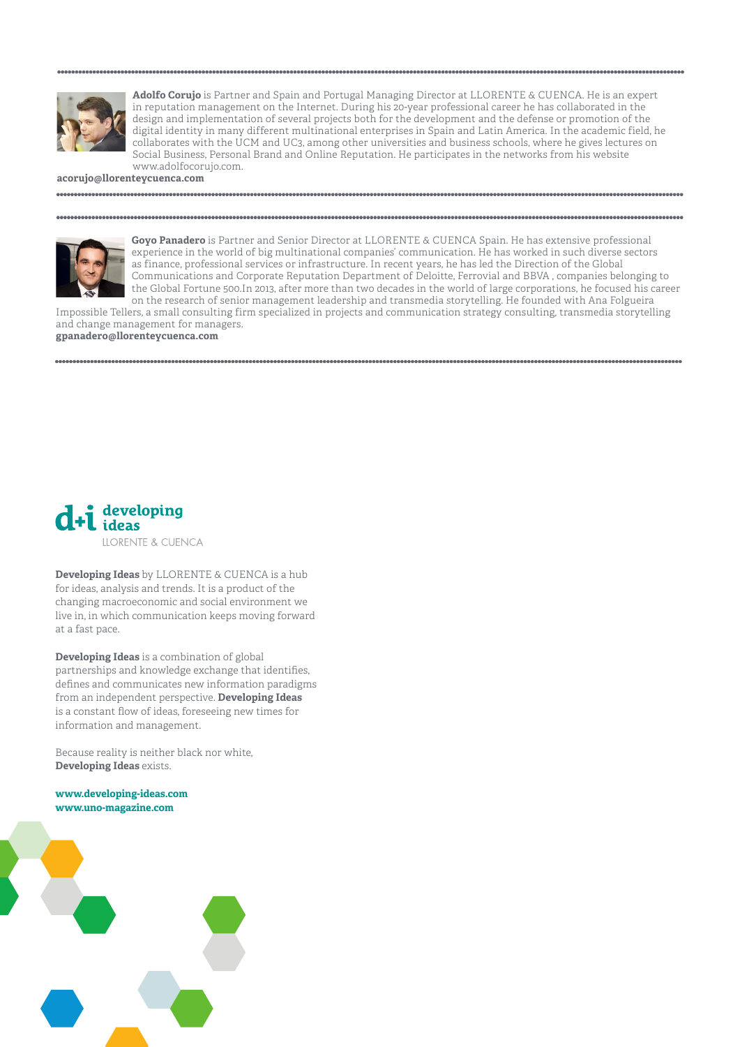**Adolfo Corujo** is Partner and Spain and Portugal Managing Director at LLORENTE & CUENCA. He is an expert in reputation management on the Internet. During his 20-year professional career he has collaborated in the design and implementation of several projects both for the development and the defense or promotion of the digital identity in many different multinational enterprises in Spain and Latin America. In the academic field, he collaborates with the UCM and UC3, among other universities and business schools, where he gives lectures on Social Business, Personal Brand and Online Reputation. He participates in the networks from his website www.adolfocorujo.com.

**acorujo@llorenteycuenca.com**

**Goyo Panadero** is Partner and Senior Director at LLORENTE & CUENCA Spain. He has extensive professional experience in the world of big multinational companies' communication. He has worked in such diverse sectors as finance, professional services or infrastructure. In recent years, he has led the Direction of the Global Communications and Corporate Reputation Department of Deloitte, Ferrovial and BBVA , companies belonging to the Global Fortune 500.In 2013, after more than two decades in the world of large corporations, he focused his career on the research of senior management leadership and transmedia storytelling. He founded with Ana Folgueira Impossible Tellers, a small consulting firm specialized in projects and communication strategy consulting, transmedia storytelling and change management for managers.

**gpanadero@llorenteycuenca.com**

**d+i developing ideas**
LLORENTE & CUENCA

**Developing Ideas** by LLORENTE & CUENCA is a hub for ideas, analysis and trends. It is a product of the changing macroeconomic and social environment we live in, in which communication keeps moving forward at a fast pace.

**Developing Ideas** is a combination of global partnerships and knowledge exchange that identifies, defines and communicates new information paradigms from an independent perspective. **Developing Ideas** is a constant flow of ideas, foreseeing new times for information and management.

Because reality is neither black nor white, **Developing Ideas** exists.

**www.developing-ideas.com**
**www.uno-magazine.com**